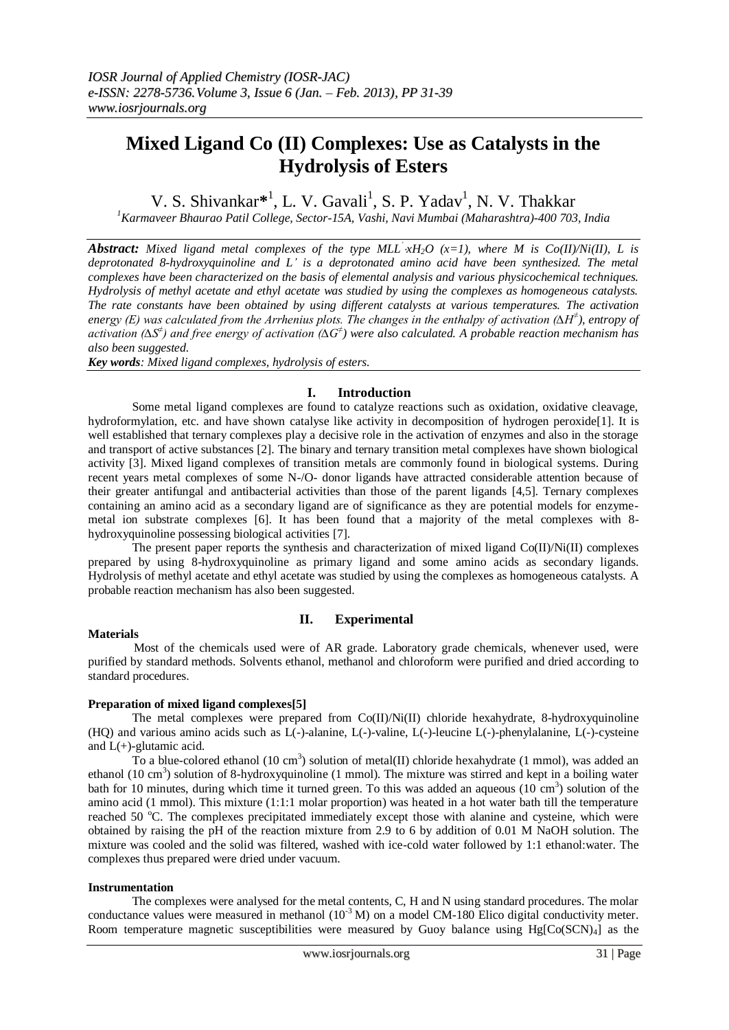# Mixed Ligand Co (II) Complexes: Use as Catalysts in the Hydrolysis of Esters

V. S. Shivankar*[1], L. V. Gavali[1], S. P. Yadav[1], N. V. Thakkar

[1]Karmaveer Bhaurao Patil College, Sector-15A, Vashi, Navi Mumbai (Maharashtra)-400 703, India

***Abstract:*** *Mixed ligand metal complexes of the type $MLL^{'}\cdot xH_2O$ (x=1), where M is Co(II)/Ni(II), L is deprotonated 8-hydroxyquinoline and L' is a deprotonated amino acid have been synthesized. The metal complexes have been characterized on the basis of elemental analysis and various physicochemical techniques. Hydrolysis of methyl acetate and ethyl acetate was studied by using the complexes as homogeneous catalysts. The rate constants have been obtained by using different catalysts at various temperatures. The activation energy (E) was calculated from the Arrhenius plots. The changes in the enthalpy of activation ($\Delta H^{\neq}$), entropy of activation ($\Delta S^{\neq}$) and free energy of activation ($\Delta G^{\neq}$) were also calculated. A probable reaction mechanism has also been suggested.*

***Key words****: Mixed ligand complexes, hydrolysis of esters.*

## I. Introduction

Some metal ligand complexes are found to catalyze reactions such as oxidation, oxidative cleavage, hydroformylation, etc. and have shown catalyse like activity in decomposition of hydrogen peroxide[1]. It is well established that ternary complexes play a decisive role in the activation of enzymes and also in the storage and transport of active substances [2]. The binary and ternary transition metal complexes have shown biological activity [3]. Mixed ligand complexes of transition metals are commonly found in biological systems. During recent years metal complexes of some N-/O- donor ligands have attracted considerable attention because of their greater antifungal and antibacterial activities than those of the parent ligands [4,5]. Ternary complexes containing an amino acid as a secondary ligand are of significance as they are potential models for enzyme-metal ion substrate complexes [6]. It has been found that a majority of the metal complexes with 8-hydroxyquinoline possessing biological activities [7].

The present paper reports the synthesis and characterization of mixed ligand Co(II)/Ni(II) complexes prepared by using 8-hydroxyquinoline as primary ligand and some amino acids as secondary ligands. Hydrolysis of methyl acetate and ethyl acetate was studied by using the complexes as homogeneous catalysts. A probable reaction mechanism has also been suggested.

## II. Experimental

**Materials**

Most of the chemicals used were of AR grade. Laboratory grade chemicals, whenever used, were purified by standard methods. Solvents ethanol, methanol and chloroform were purified and dried according to standard procedures.

**Preparation of mixed ligand complexes[5]**

The metal complexes were prepared from Co(II)/Ni(II) chloride hexahydrate, 8-hydroxyquinoline (HQ) and various amino acids such as L(-)-alanine, L(-)-valine, L(-)-leucine L(-)-phenylalanine, L(-)-cysteine and L(+)-glutamic acid.

To a blue-colored ethanol (10 $cm^3$) solution of metal(II) chloride hexahydrate (1 mmol), was added an ethanol (10 $cm^3$) solution of 8-hydroxyquinoline (1 mmol). The mixture was stirred and kept in a boiling water bath for 10 minutes, during which time it turned green. To this was added an aqueous (10 $cm^3$) solution of the amino acid (1 mmol). This mixture (1:1:1 molar proportion) was heated in a hot water bath till the temperature reached 50 °C. The complexes precipitated immediately except those with alanine and cysteine, which were obtained by raising the pH of the reaction mixture from 2.9 to 6 by addition of 0.01 M NaOH solution. The mixture was cooled and the solid was filtered, washed with ice-cold water followed by 1:1 ethanol:water. The complexes thus prepared were dried under vacuum.

**Instrumentation**

The complexes were analysed for the metal contents, C, H and N using standard procedures. The molar conductance values were measured in methanol ($10^{-3}$ M) on a model CM-180 Elico digital conductivity meter. Room temperature magnetic susceptibilities were measured by Guoy balance using $Hg[Co(SCN)_4]$ as the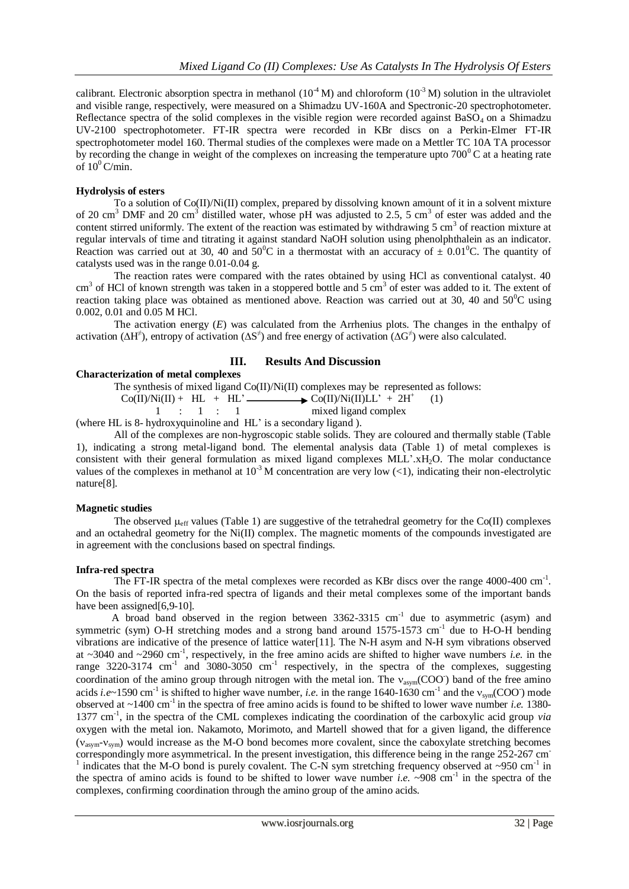calibrant. Electronic absorption spectra in methanol ($10^{-4}$ M) and chloroform ($10^{-3}$ M) solution in the ultraviolet and visible range, respectively, were measured on a Shimadzu UV-160A and Spectronic-20 spectrophotometer. Reflectance spectra of the solid complexes in the visible region were recorded against $BaSO_4$ on a Shimadzu UV-2100 spectrophotometer. FT-IR spectra were recorded in KBr discs on a Perkin-Elmer FT-IR spectrophotometer model 160. Thermal studies of the complexes were made on a Mettler TC 10A TA processor by recording the change in weight of the complexes on increasing the temperature upto $700^0$ C at a heating rate of $10^0$ C/min.

**Hydrolysis of esters**

To a solution of Co(II)/Ni(II) complex, prepared by dissolving known amount of it in a solvent mixture of 20 $cm^3$ DMF and 20 $cm^3$ distilled water, whose pH was adjusted to 2.5, 5 $cm^3$ of ester was added and the content stirred uniformly. The extent of the reaction was estimated by withdrawing 5 $cm^3$ of reaction mixture at regular intervals of time and titrating it against standard NaOH solution using phenolphthalein as an indicator. Reaction was carried out at 30, 40 and $50^0$C in a thermostat with an accuracy of $\pm$ $0.01^0$C. The quantity of catalysts used was in the range 0.01-0.04 g.

The reaction rates were compared with the rates obtained by using HCl as conventional catalyst. 40 $cm^3$ of HCl of known strength was taken in a stoppered bottle and 5 $cm^3$ of ester was added to it. The extent of reaction taking place was obtained as mentioned above. Reaction was carried out at 30, 40 and $50^0$C using 0.002, 0.01 and 0.05 M HCl.

The activation energy ($E$) was calculated from the Arrhenius plots. The changes in the enthalpy of activation ($\Delta H^{\neq}$), entropy of activation ($\Delta S^{\neq}$) and free energy of activation ($\Delta G^{\neq}$) were also calculated.

## III. Results And Discussion

**Characterization of metal complexes**

The synthesis of mixed ligand Co(II)/Ni(II) complexes may be represented as follows:

$$\underset{1}{Co(II)/Ni(II)} + \underset{1}{HL} + \underset{1}{HL'} \longrightarrow \underset{\text{mixed ligand complex}}{Co(II)/Ni(II)LL'} + 2H^+ \quad (1)$$

(where HL is 8- hydroxyquinoline and HL' is a secondary ligand ).

All of the complexes are non-hygroscopic stable solids. They are coloured and thermally stable (Table 1), indicating a strong metal-ligand bond. The elemental analysis data (Table 1) of metal complexes is consistent with their general formulation as mixed ligand complexes $MLL'.xH_2O$. The molar conductance values of the complexes in methanol at $10^{-3}$ M concentration are very low (<1), indicating their non-electrolytic nature[8].

**Magnetic studies**

The observed $\mu_{eff}$ values (Table 1) are suggestive of the tetrahedral geometry for the Co(II) complexes and an octahedral geometry for the Ni(II) complex. The magnetic moments of the compounds investigated are in agreement with the conclusions based on spectral findings.

**Infra-red spectra**

The FT-IR spectra of the metal complexes were recorded as KBr discs over the range 4000-400 $cm^{-1}$. On the basis of reported infra-red spectra of ligands and their metal complexes some of the important bands have been assigned[6,9-10].

A broad band observed in the region between 3362-3315 $cm^{-1}$ due to asymmetric (asym) and symmetric (sym) O-H stretching modes and a strong band around 1575-1573 $cm^{-1}$ due to H-O-H bending vibrations are indicative of the presence of lattice water[11]. The N-H asym and N-H sym vibrations observed at ~3040 and ~2960 $cm^{-1}$, respectively, in the free amino acids are shifted to higher wave numbers *i.e.* in the range 3220-3174 $cm^{-1}$ and 3080-3050 $cm^{-1}$ respectively, in the spectra of the complexes, suggesting coordination of the amino group through nitrogen with the metal ion. The $\nu_{asym}(COO^-)$ band of the free amino acids *i.e*~1590 $cm^{-1}$ is shifted to higher wave number, *i.e.* in the range 1640-1630 $cm^{-1}$ and the $\nu_{sym}(COO^-)$ mode observed at ~1400 $cm^{-1}$ in the spectra of free amino acids is found to be shifted to lower wave number *i.e.* 1380-1377 $cm^{-1}$, in the spectra of the CML complexes indicating the coordination of the carboxylic acid group *via* oxygen with the metal ion. Nakamoto, Morimoto, and Martell showed that for a given ligand, the difference ($\nu_{asym}$-$\nu_{sym}$) would increase as the M-O bond becomes more covalent, since the caboxylate stretching becomes correspondingly more asymmetrical. In the present investigation, this difference being in the range 252-267 $cm^{-1}$ indicates that the M-O bond is purely covalent. The C-N sym stretching frequency observed at ~950 $cm^{-1}$ in the spectra of amino acids is found to be shifted to lower wave number *i.e.* ~908 $cm^{-1}$ in the spectra of the complexes, confirming coordination through the amino group of the amino acids.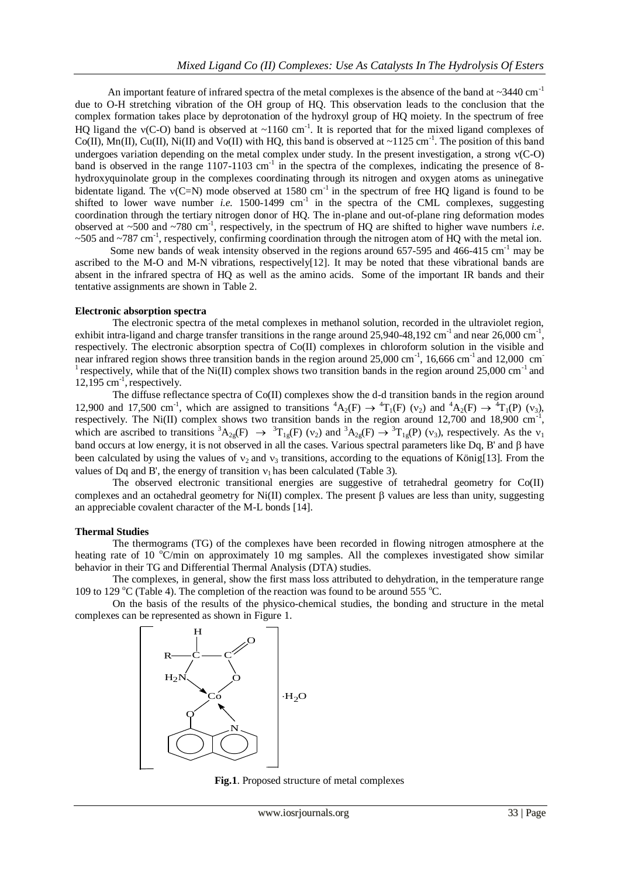An important feature of infrared spectra of the metal complexes is the absence of the band at ~3440 cm$^{-1}$ due to O-H stretching vibration of the OH group of HQ. This observation leads to the conclusion that the complex formation takes place by deprotonation of the hydroxyl group of HQ moiety. In the spectrum of free HQ ligand the ν(C-O) band is observed at ~1160 cm$^{-1}$. It is reported that for the mixed ligand complexes of Co(II), Mn(II), Cu(II), Ni(II) and Vo(II) with HQ, this band is observed at ~1125 cm$^{-1}$. The position of this band undergoes variation depending on the metal complex under study. In the present investigation, a strong ν(C-O) band is observed in the range 1107-1103 cm$^{-1}$ in the spectra of the complexes, indicating the presence of 8-hydroxyquinolate group in the complexes coordinating through its nitrogen and oxygen atoms as uninegative bidentate ligand. The ν(C=N) mode observed at 1580 cm$^{-1}$ in the spectrum of free HQ ligand is found to be shifted to lower wave number *i.e.* 1500-1499 cm$^{-1}$ in the spectra of the CML complexes, suggesting coordination through the tertiary nitrogen donor of HQ. The in-plane and out-of-plane ring deformation modes observed at ~500 and ~780 cm$^{-1}$, respectively, in the spectrum of HQ are shifted to higher wave numbers *i.e.* ~505 and ~787 cm$^{-1}$, respectively, confirming coordination through the nitrogen atom of HQ with the metal ion.

Some new bands of weak intensity observed in the regions around 657-595 and 466-415 cm$^{-1}$ may be ascribed to the M-O and M-N vibrations, respectively[12]. It may be noted that these vibrational bands are absent in the infrared spectra of HQ as well as the amino acids. Some of the important IR bands and their tentative assignments are shown in Table 2.

**Electronic absorption spectra**

The electronic spectra of the metal complexes in methanol solution, recorded in the ultraviolet region, exhibit intra-ligand and charge transfer transitions in the range around 25,940-48,192 cm$^{-1}$ and near 26,000 cm$^{-1}$, respectively. The electronic absorption spectra of Co(II) complexes in chloroform solution in the visible and near infrared region shows three transition bands in the region around 25,000 cm$^{-1}$, 16,666 cm$^{-1}$ and 12,000 cm$^{-1}$ respectively, while that of the Ni(II) complex shows two transition bands in the region around 25,000 cm$^{-1}$ and 12,195 cm$^{-1}$, respectively.

The diffuse reflectance spectra of Co(II) complexes show the d-d transition bands in the region around 12,900 and 17,500 cm$^{-1}$, which are assigned to transitions $^4A_2(F) \rightarrow {}^4T_1(F)$ ($\nu_2$) and $^4A_2(F) \rightarrow {}^4T_1(P)$ ($\nu_3$), respectively. The Ni(II) complex shows two transition bands in the region around 12,700 and 18,900 cm$^{-1}$, which are ascribed to transitions $^3A_{2g}(F) \rightarrow {}^3T_{1g}(F)$ ($\nu_2$) and $^3A_{2g}(F) \rightarrow {}^3T_{1g}(P)$ ($\nu_3$), respectively. As the $\nu_1$ band occurs at low energy, it is not observed in all the cases. Various spectral parameters like Dq, B' and β have been calculated by using the values of $\nu_2$ and $\nu_3$ transitions, according to the equations of König[13]. From the values of Dq and B', the energy of transition $\nu_1$ has been calculated (Table 3).

The observed electronic transitional energies are suggestive of tetrahedral geometry for Co(II) complexes and an octahedral geometry for Ni(II) complex. The present β values are less than unity, suggesting an appreciable covalent character of the M-L bonds [14].

**Thermal Studies**

The thermograms (TG) of the complexes have been recorded in flowing nitrogen atmosphere at the heating rate of 10 °C/min on approximately 10 mg samples. All the complexes investigated show similar behavior in their TG and Differential Thermal Analysis (DTA) studies.

The complexes, in general, show the first mass loss attributed to dehydration, in the temperature range 109 to 129 °C (Table 4). The completion of the reaction was found to be around 555 °C.

On the basis of the results of the physico-chemical studies, the bonding and structure in the metal complexes can be represented as shown in Figure 1.

**Fig.1**. Proposed structure of metal complexes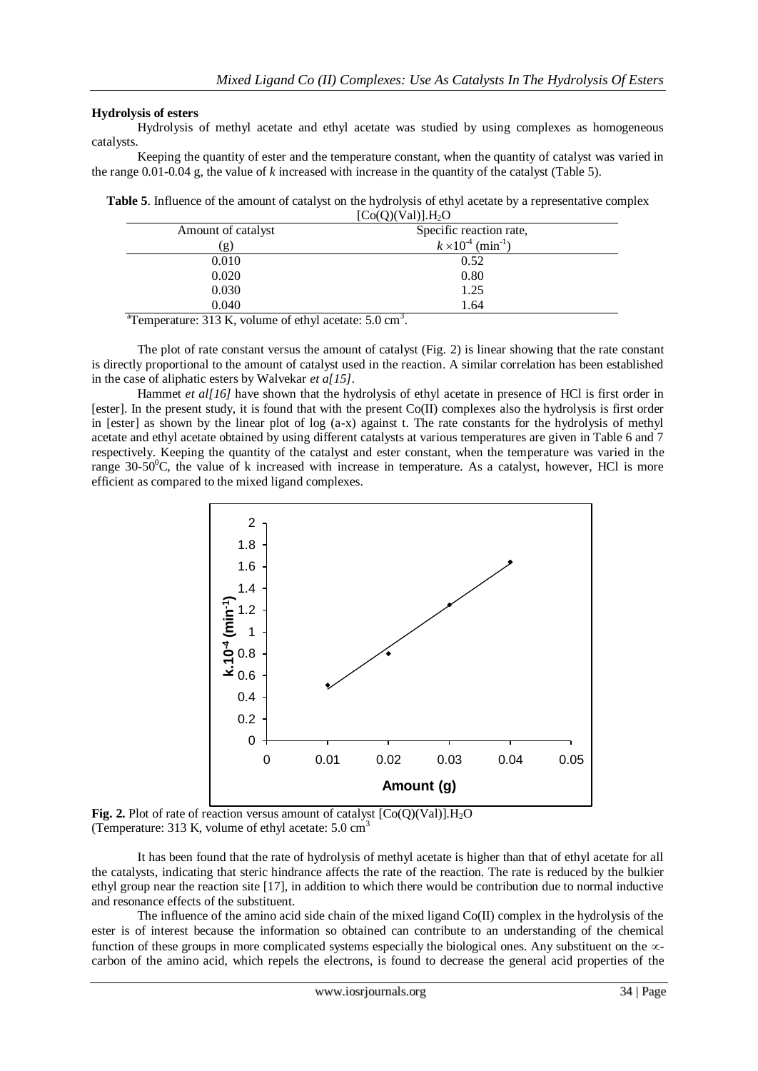### Hydrolysis of esters

Hydrolysis of methyl acetate and ethyl acetate was studied by using complexes as homogeneous catalysts.

Keeping the quantity of ester and the temperature constant, when the quantity of catalyst was varied in the range 0.01-0.04 g, the value of *k* increased with increase in the quantity of the catalyst (Table 5).

**Table 5**. Influence of the amount of catalyst on the hydrolysis of ethyl acetate by a representative complex $[Co(Q)(Val)].H_2O$

| Amount of catalyst (g) | Specific reaction rate, $k \times 10^{-4}$ ($min^{-1}$) |
|---|---|
| 0.010 | 0.52 |
| 0.020 | 0.80 |
| 0.030 | 1.25 |
| 0.040 | 1.64 |

[a]Temperature: 313 K, volume of ethyl acetate: 5.0 $cm^3$.

The plot of rate constant versus the amount of catalyst (Fig. 2) is linear showing that the rate constant is directly proportional to the amount of catalyst used in the reaction. A similar correlation has been established in the case of aliphatic esters by Walvekar *et a[15]*.

Hammet *et al[16]* have shown that the hydrolysis of ethyl acetate in presence of HCl is first order in [ester]. In the present study, it is found that with the present Co(II) complexes also the hydrolysis is first order in [ester] as shown by the linear plot of log (a-x) against t. The rate constants for the hydrolysis of methyl acetate and ethyl acetate obtained by using different catalysts at various temperatures are given in Table 6 and 7 respectively. Keeping the quantity of the catalyst and ester constant, when the temperature was varied in the range 30-50$^0$C, the value of k increased with increase in temperature. As a catalyst, however, HCl is more efficient as compared to the mixed ligand complexes.

**Fig. 2.** Plot of rate of reaction versus amount of catalyst $[Co(Q)(Val)].H_2O$ (Temperature: 313 K, volume of ethyl acetate: 5.0 $cm^3$

It has been found that the rate of hydrolysis of methyl acetate is higher than that of ethyl acetate for all the catalysts, indicating that steric hindrance affects the rate of the reaction. The rate is reduced by the bulkier ethyl group near the reaction site [17], in addition to which there would be contribution due to normal inductive and resonance effects of the substituent.

The influence of the amino acid side chain of the mixed ligand Co(II) complex in the hydrolysis of the ester is of interest because the information so obtained can contribute to an understanding of the chemical function of these groups in more complicated systems especially the biological ones. Any substituent on the ∝-carbon of the amino acid, which repels the electrons, is found to decrease the general acid properties of the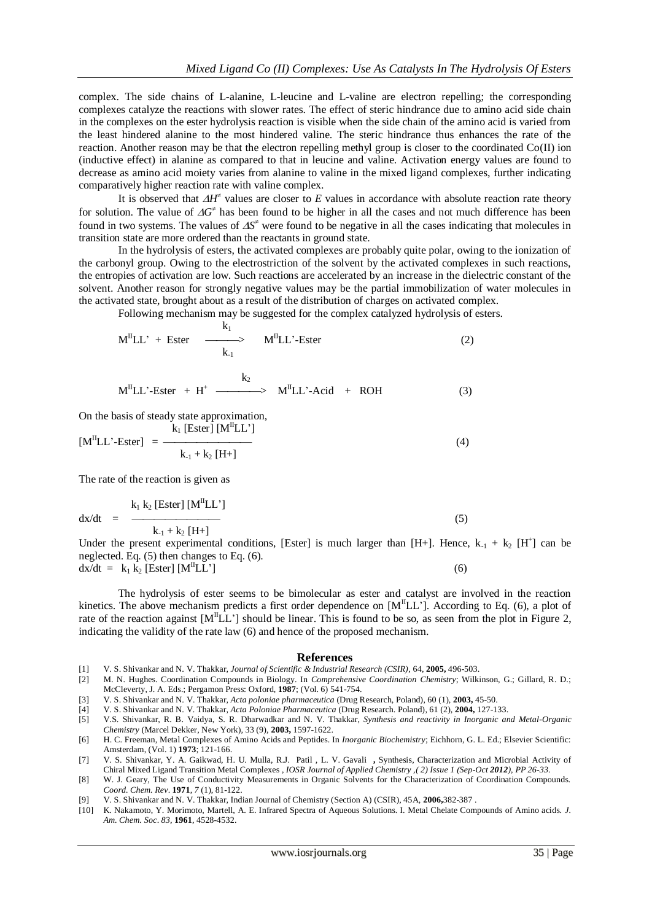complex. The side chains of L-alanine, L-leucine and L-valine are electron repelling; the corresponding complexes catalyze the reactions with slower rates. The effect of steric hindrance due to amino acid side chain in the complexes on the ester hydrolysis reaction is visible when the side chain of the amino acid is varied from the least hindered alanine to the most hindered valine. The steric hindrance thus enhances the rate of the reaction. Another reason may be that the electron repelling methyl group is closer to the coordinated Co(II) ion (inductive effect) in alanine as compared to that in leucine and valine. Activation energy values are found to decrease as amino acid moiety varies from alanine to valine in the mixed ligand complexes, further indicating comparatively higher reaction rate with valine complex.

It is observed that $\Delta H^{\neq}$ values are closer to $E$ values in accordance with absolute reaction rate theory for solution. The value of $\Delta G^{\neq}$ has been found to be higher in all the cases and not much difference has been found in two systems. The values of $\Delta S^{\neq}$ were found to be negative in all the cases indicating that molecules in transition state are more ordered than the reactants in ground state.

In the hydrolysis of esters, the activated complexes are probably quite polar, owing to the ionization of the carbonyl group. Owing to the electrostriction of the solvent by the activated complexes in such reactions, the entropies of activation are low. Such reactions are accelerated by an increase in the dielectric constant of the solvent. Another reason for strongly negative values may be the partial immobilization of water molecules in the activated state, brought about as a result of the distribution of charges on activated complex.

Following mechanism may be suggested for the complex catalyzed hydrolysis of esters.

$$M^{II}LL' + \text{Ester} \underset{k_{-1}}{\overset{k_1}{\longrightarrow}} M^{II}LL'\text{-Ester} \tag{2}$$

$$M^{II}LL'\text{-Ester} + H^+ \overset{k_2}{\longrightarrow} M^{II}LL'\text{-Acid} + ROH \tag{3}$$

On the basis of steady state approximation,

$$[M^{II}LL'\text{-Ester}] = \frac{k_1\,[\text{Ester}]\,[M^{II}LL']}{k_{-1} + k_2\,[H+]} \tag{4}$$

The rate of the reaction is given as

$$dx/dt = \frac{k_1\,k_2\,[\text{Ester}]\,[M^{II}LL']}{k_{-1} + k_2\,[H+]} \tag{5}$$

Under the present experimental conditions, [Ester] is much larger than [H+]. Hence, $k_{-1} + k_2\,[H^+]$ can be neglected. Eq. (5) then changes to Eq. (6).

$$dx/dt = k_1\,k_2\,[\text{Ester}]\,[M^{II}LL'] \tag{6}$$

The hydrolysis of ester seems to be bimolecular as ester and catalyst are involved in the reaction kinetics. The above mechanism predicts a first order dependence on $[M^{II}LL']$. According to Eq. (6), a plot of rate of the reaction against $[M^{II}LL']$ should be linear. This is found to be so, as seen from the plot in Figure 2, indicating the validity of the rate law (6) and hence of the proposed mechanism.

## References

[1] V. S. Shivankar and N. V. Thakkar, *Journal of Scientific & Industrial Research (CSIR)*, 64, **2005,** 496-503.

[2] M. N. Hughes. Coordination Compounds in Biology. In *Comprehensive Coordination Chemistry*; Wilkinson, G.; Gillard, R. D.; McCleverty, J. A. Eds.; Pergamon Press: Oxford, **1987**; (Vol. 6) 541-754.

[3] V. S. Shivankar and N. V. Thakkar, *Acta poloniae pharmaceutica* (Drug Research, Poland), 60 (1), **2003,** 45-50.

[4] V. S. Shivankar and N. V. Thakkar, *Acta Poloniae Pharmaceutica* (Drug Research. Poland), 61 (2), **2004,** 127-133.

[5] V.S. Shivankar, R. B. Vaidya, S. R. Dharwadkar and N. V. Thakkar, *Synthesis and reactivity in Inorganic and Metal-Organic Chemistry* (Marcel Dekker, New York), 33 (9), **2003,** 1597-1622.

[6] H. C. Freeman, Metal Complexes of Amino Acids and Peptides. In *Inorganic Biochemistry*; Eichhorn, G. L. Ed.; Elsevier Scientific: Amsterdam, (Vol. 1) **1973**; 121-166.

[7] V. S. Shivankar, Y. A. Gaikwad, H. U. Mulla, R.J. Patil , L. V. Gavali **,** Synthesis, Characterization and Microbial Activity of Chiral Mixed Ligand Transition Metal Complexes , *IOSR Journal of Applied Chemistry ,( 2) Issue 1 (Sep-Oct **2012**), PP 26-33.*

[8] W. J. Geary, The Use of Conductivity Measurements in Organic Solvents for the Characterization of Coordination Compounds. *Coord. Chem. Rev*. **1971**, *7* (1), 81-122.

[9] V. S. Shivankar and N. V. Thakkar, Indian Journal of Chemistry (Section A) (CSIR), 45A, **2006,**382-387 .

[10] K. Nakamoto, Y. Morimoto, Martell, A. E. Infrared Spectra of Aqueous Solutions. I. Metal Chelate Compounds of Amino acids. *J. Am. Chem. Soc*. *83*, **1961**, 4528-4532.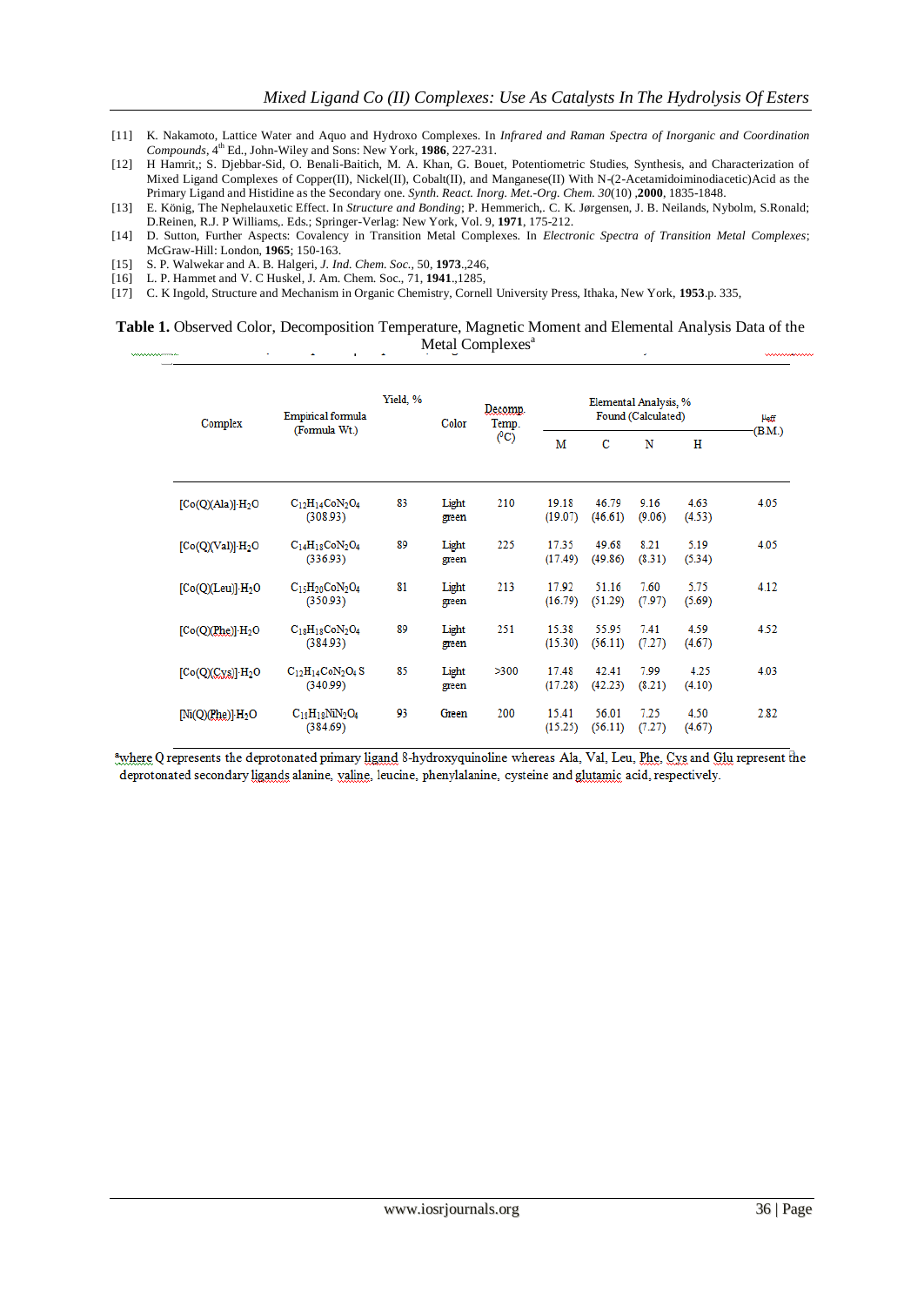[11] K. Nakamoto, Lattice Water and Aquo and Hydroxo Complexes. In *Infrared and Raman Spectra of Inorganic and Coordination Compounds*, 4th Ed., John-Wiley and Sons: New York, **1986**, 227-231.
[12] H Hamrit,; S. Djebbar-Sid, O. Benali-Baitich, M. A. Khan, G. Bouet, Potentiometric Studies, Synthesis, and Characterization of Mixed Ligand Complexes of Copper(II), Nickel(II), Cobalt(II), and Manganese(II) With N-(2-Acetamidoiminodiacetic)Acid as the Primary Ligand and Histidine as the Secondary one. *Synth. React. Inorg. Met.-Org. Chem. 30*(10) ,**2000**, 1835-1848.
[13] E. König, The Nephelauxetic Effect. In *Structure and Bonding*; P. Hemmerich,. C. K. Jørgensen, J. B. Neilands, Nybolm, S.Ronald; D.Reinen, R.J. P Williams,. Eds.; Springer-Verlag: New York, Vol. 9, **1971**, 175-212.
[14] D. Sutton, Further Aspects: Covalency in Transition Metal Complexes. In *Electronic Spectra of Transition Metal Complexes*; McGraw-Hill: London, **1965**; 150-163.
[15] S. P. Walwekar and A. B. Halgeri, *J. Ind. Chem. Soc.*, 50, **1973**.,246,
[16] L. P. Hammet and V. C Huskel, J. Am. Chem. Soc., 71, **1941**.,1285,
[17] C. K Ingold, Structure and Mechanism in Organic Chemistry, Cornell University Press, Ithaka, New York, **1953**.p. 335,

**Table 1.** Observed Color, Decomposition Temperature, Magnetic Moment and Elemental Analysis Data of the Metal Complexes[a]

| Complex | Empirical formula (Formula Wt.) | Yield, % | Color | Decomp. Temp. ($^0$C) | Elemental Analysis, % Found (Calculated) | | | | $\mu_{eff}$ (B.M.) |
|---|---|---|---|---|---|---|---|---|---|
| | | | | | M | C | N | H | |
| [Co(Q)(Ala)]·$H_2O$ | $C_{12}H_{14}CoN_2O_4$ (308.93) | 83 | Light green | 210 | 19.18 (19.07) | 46.79 (46.61) | 9.16 (9.06) | 4.63 (4.53) | 4.05 |
| [Co(Q)(Val)]·$H_2O$ | $C_{14}H_{18}CoN_2O_4$ (336.93) | 89 | Light green | 225 | 17.35 (17.49) | 49.68 (49.86) | 8.21 (8.31) | 5.19 (5.34) | 4.05 |
| [Co(Q)(Leu)]·$H_2O$ | $C_{15}H_{20}CoN_2O_4$ (350.93) | 81 | Light green | 213 | 17.92 (16.79) | 51.16 (51.29) | 7.60 (7.97) | 5.75 (5.69) | 4.12 |
| [Co(Q)(Phe)]·$H_2O$ | $C_{18}H_{18}CoN_2O_4$ (384.93) | 89 | Light green | 251 | 15.38 (15.30) | 55.95 (56.11) | 7.41 (7.27) | 4.59 (4.67) | 4.52 |
| [Co(Q)(Cys)]·$H_2O$ | $C_{12}H_{14}CoN_2O_4S$ (340.99) | 85 | Light green | >300 | 17.48 (17.28) | 42.41 (42.23) | 7.99 (8.21) | 4.25 (4.10) | 4.03 |
| [Ni(Q)(Phe)]·$H_2O$ | $C_{18}H_{18}NiN_2O_4$ (384.69) | 93 | Green | 200 | 15.41 (15.25) | 56.01 (56.11) | 7.25 (7.27) | 4.50 (4.67) | 2.82 |

[a]where Q represents the deprotonated primary ligand 8-hydroxyquinoline whereas Ala, Val, Leu, Phe, Cys and Glu represent the deprotonated secondary ligands alanine, valine, leucine, phenylalanine, cysteine and glutamic acid, respectively.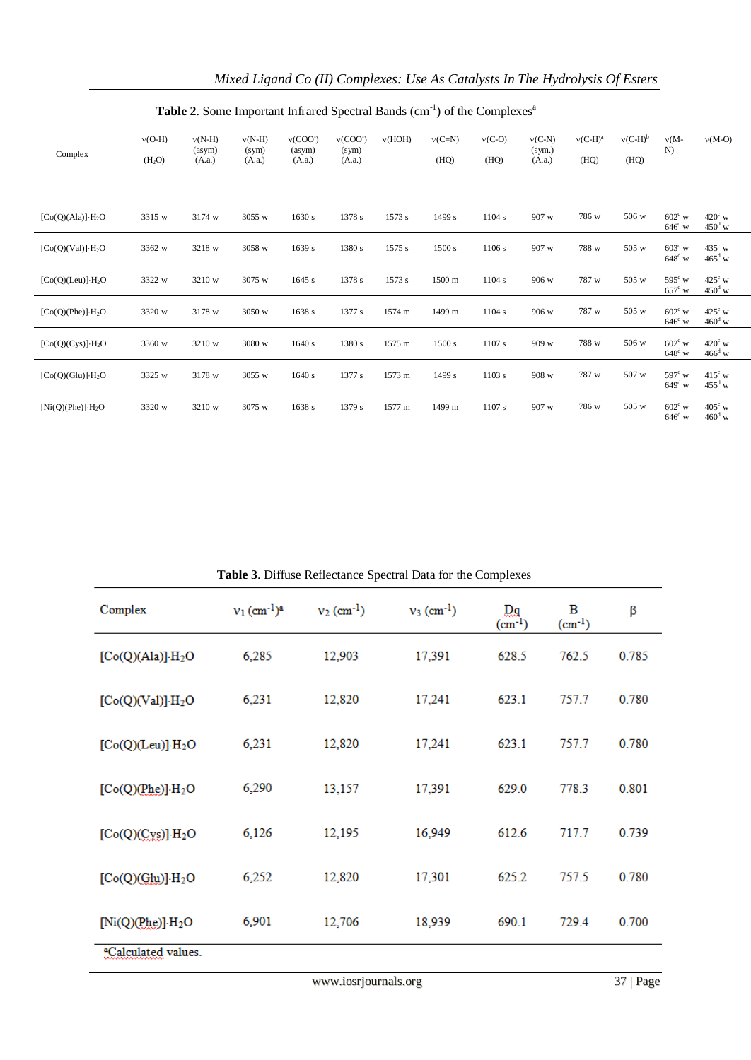**Table 2**. Some Important Infrared Spectral Bands ($cm^{-1}$) of the Complexes[a]

| Complex | ν(O-H) ($H_2O$) | ν(N-H) (asym) (A.a.) | ν(N-H) (sym) (A.a.) | ν($COO^-$) (asym) (A.a.) | ν($COO^-$) (sym) (A.a.) | ν(HOH) | ν(C=N) (HQ) | ν(C-O) (HQ) | ν(C-N) (sym.) (A.a.) | ν(C-H)[a] (HQ) | ν(C-H)[b] (HQ) | ν(M-N) | ν(M-O) |
|---|---|---|---|---|---|---|---|---|---|---|---|---|---|
| [Co(Q)(Ala)]·$H_2O$ | 3315 w | 3174 w | 3055 w | 1630 s | 1378 s | 1573 s | 1499 s | 1104 s | 907 w | 786 w | 506 w | 602[c] w 646[d] w | 420[c] w 450[d] w |
| [Co(Q)(Val)]·$H_2O$ | 3362 w | 3218 w | 3058 w | 1639 s | 1380 s | 1575 s | 1500 s | 1106 s | 907 w | 788 w | 505 w | 603[c] w 648[d] w | 435[c] w 465[d] w |
| [Co(Q)(Leu)]·$H_2O$ | 3322 w | 3210 w | 3075 w | 1645 s | 1378 s | 1573 s | 1500 m | 1104 s | 906 w | 787 w | 505 w | 595[c] w 657[d] w | 425[c] w 450[d] w |
| [Co(Q)(Phe)]·$H_2O$ | 3320 w | 3178 w | 3050 w | 1638 s | 1377 s | 1574 m | 1499 m | 1104 s | 906 w | 787 w | 505 w | 602[c] w 646[d] w | 425[c] w 460[d] w |
| [Co(Q)(Cys)]·$H_2O$ | 3360 w | 3210 w | 3080 w | 1640 s | 1380 s | 1575 m | 1500 s | 1107 s | 909 w | 788 w | 506 w | 602[c] w 648[d] w | 420[c] w 466[d] w |
| [Co(Q)(Glu)]·$H_2O$ | 3325 w | 3178 w | 3055 w | 1640 s | 1377 s | 1573 m | 1499 s | 1103 s | 908 w | 787 w | 507 w | 597[c] w 649[d] w | 415[c] w 455[d] w |
| [Ni(Q)(Phe)]·$H_2O$ | 3320 w | 3210 w | 3075 w | 1638 s | 1379 s | 1577 m | 1499 m | 1107 s | 907 w | 786 w | 505 w | 602[c] w 646[d] w | 405[c] w 460[d] w |

**Table 3**. Diffuse Reflectance Spectral Data for the Complexes

| Complex | $\nu_1$ ($cm^{-1}$)[a] | $\nu_2$ ($cm^{-1}$) | $\nu_3$ ($cm^{-1}$) | Dq ($cm^{-1}$) | B ($cm^{-1}$) | β |
|---|---|---|---|---|---|---|
| [Co(Q)(Ala)]·$H_2O$ | 6,285 | 12,903 | 17,391 | 628.5 | 762.5 | 0.785 |
| [Co(Q)(Val)]·$H_2O$ | 6,231 | 12,820 | 17,241 | 623.1 | 757.7 | 0.780 |
| [Co(Q)(Leu)]·$H_2O$ | 6,231 | 12,820 | 17,241 | 623.1 | 757.7 | 0.780 |
| [Co(Q)(Phe)]·$H_2O$ | 6,290 | 13,157 | 17,391 | 629.0 | 778.3 | 0.801 |
| [Co(Q)(Cys)]·$H_2O$ | 6,126 | 12,195 | 16,949 | 612.6 | 717.7 | 0.739 |
| [Co(Q)(Glu)]·$H_2O$ | 6,252 | 12,820 | 17,301 | 625.2 | 757.5 | 0.780 |
| [Ni(Q)(Phe)]·$H_2O$ | 6,901 | 12,706 | 18,939 | 690.1 | 729.4 | 0.700 |

[a]Calculated values.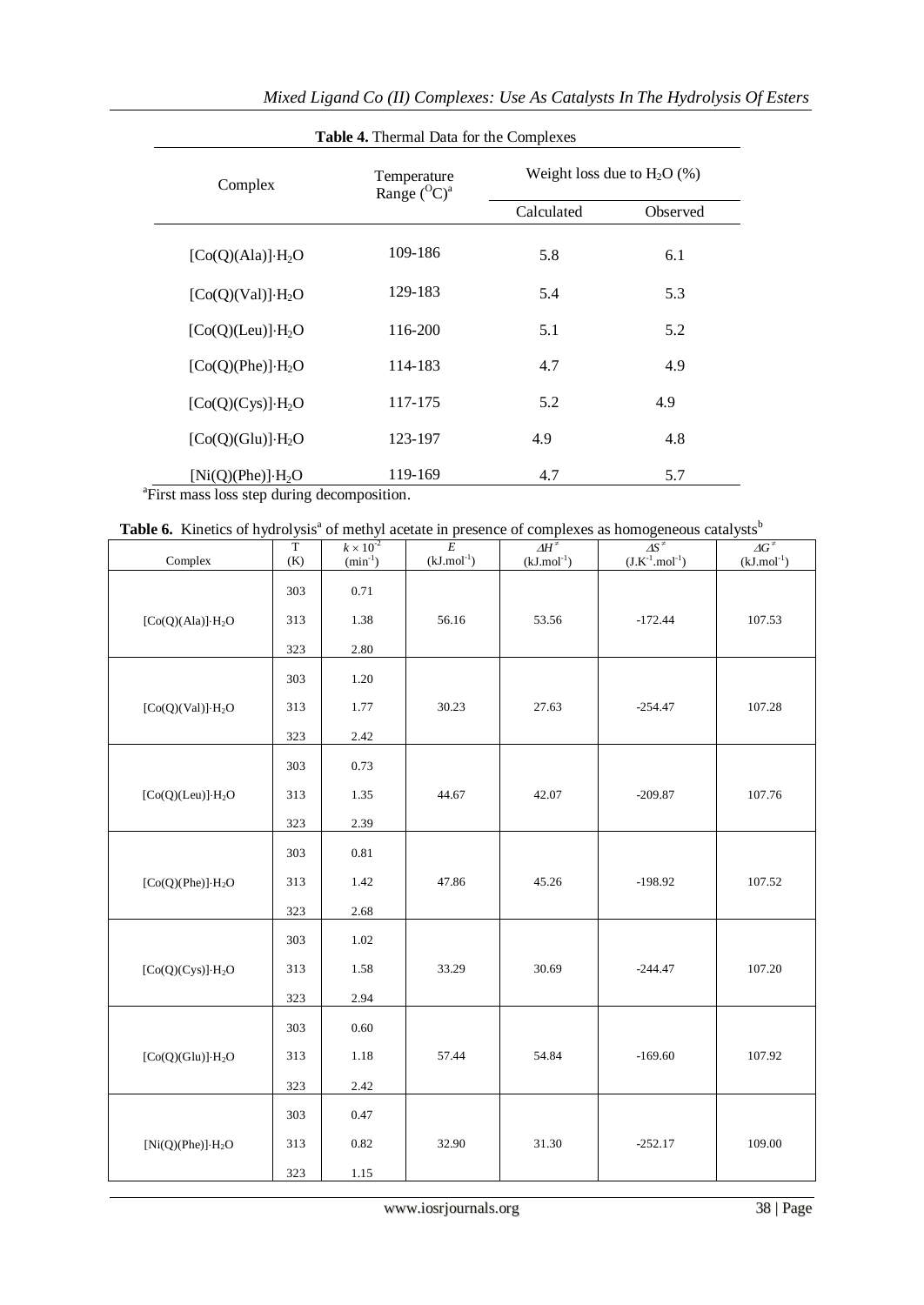**Table 4.** Thermal Data for the Complexes

| Complex | Temperature Range ($^{O}C$)[a] | Weight loss due to $H_2O$ (%) | |
|---|---|---|---|
| | | Calculated | Observed |
| $[Co(Q)(Ala)]\cdot H_2O$ | 109-186 | 5.8 | 6.1 |
| $[Co(Q)(Val)]\cdot H_2O$ | 129-183 | 5.4 | 5.3 |
| $[Co(Q)(Leu)]\cdot H_2O$ | 116-200 | 5.1 | 5.2 |
| $[Co(Q)(Phe)]\cdot H_2O$ | 114-183 | 4.7 | 4.9 |
| $[Co(Q)(Cys)]\cdot H_2O$ | 117-175 | 5.2 | 4.9 |
| $[Co(Q)(Glu)]\cdot H_2O$ | 123-197 | 4.9 | 4.8 |
| $[Ni(Q)(Phe)]\cdot H_2O$ | 119-169 | 4.7 | 5.7 |

[a]First mass loss step during decomposition.

**Table 6.** Kinetics of hydrolysis[a] of methyl acetate in presence of complexes as homogeneous catalysts[b]

| Complex | T (K) | $k \times 10^{-2}$ ($min^{-1}$) | $E$ ($kJ.mol^{-1}$) | $\Delta H^{\neq}$ ($kJ.mol^{-1}$) | $\Delta S^{\neq}$ ($J.K^{-1}.mol^{-1}$) | $\Delta G^{\neq}$ ($kJ.mol^{-1}$) |
|---|---|---|---|---|---|---|
| $[Co(Q)(Ala)]\cdot H_2O$ | 303 | 0.71 | 56.16 | 53.56 | -172.44 | 107.53 |
| | 313 | 1.38 | | | | |
| | 323 | 2.80 | | | | |
| $[Co(Q)(Val)]\cdot H_2O$ | 303 | 1.20 | 30.23 | 27.63 | -254.47 | 107.28 |
| | 313 | 1.77 | | | | |
| | 323 | 2.42 | | | | |
| $[Co(Q)(Leu)]\cdot H_2O$ | 303 | 0.73 | 44.67 | 42.07 | -209.87 | 107.76 |
| | 313 | 1.35 | | | | |
| | 323 | 2.39 | | | | |
| $[Co(Q)(Phe)]\cdot H_2O$ | 303 | 0.81 | 47.86 | 45.26 | -198.92 | 107.52 |
| | 313 | 1.42 | | | | |
| | 323 | 2.68 | | | | |
| $[Co(Q)(Cys)]\cdot H_2O$ | 303 | 1.02 | 33.29 | 30.69 | -244.47 | 107.20 |
| | 313 | 1.58 | | | | |
| | 323 | 2.94 | | | | |
| $[Co(Q)(Glu)]\cdot H_2O$ | 303 | 0.60 | 57.44 | 54.84 | -169.60 | 107.92 |
| | 313 | 1.18 | | | | |
| | 323 | 2.42 | | | | |
| $[Ni(Q)(Phe)]\cdot H_2O$ | 303 | 0.47 | 32.90 | 31.30 | -252.17 | 109.00 |
| | 313 | 0.82 | | | | |
| | 323 | 1.15 | | | | |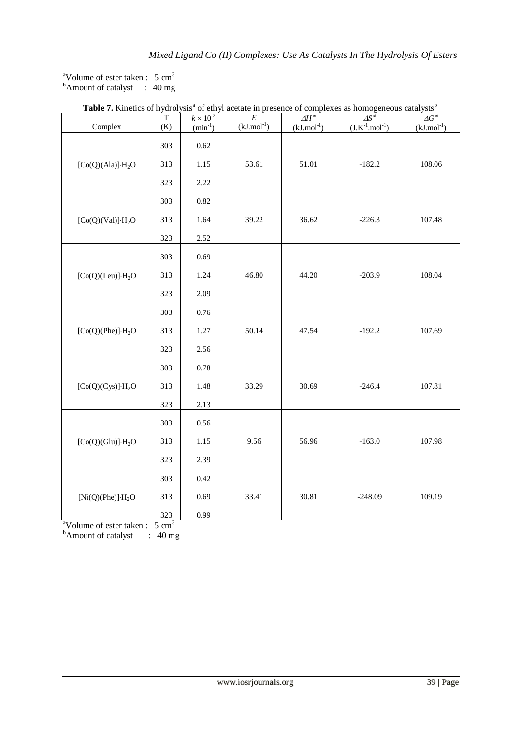[a]Volume of ester taken : 5 $cm^3$
[b]Amount of catalyst : 40 mg

**Table 7.** Kinetics of hydrolysis[a] of ethyl acetate in presence of complexes as homogeneous catalysts[b]

| Complex | T (K) | $k \times 10^{-2}$ ($min^{-1}$) | $E$ ($kJ.mol^{-1}$) | $\Delta H^{\neq}$ ($kJ.mol^{-1}$) | $\Delta S^{\neq}$ ($J.K^{-1}.mol^{-1}$) | $\Delta G^{\neq}$ ($kJ.mol^{-1}$) |
|---|---|---|---|---|---|---|
| [Co(Q)(Ala)]·$H_2O$ | 303 | 0.62 | 53.61 | 51.01 | -182.2 | 108.06 |
| | 313 | 1.15 | | | | |
| | 323 | 2.22 | | | | |
| [Co(Q)(Val)]·$H_2O$ | 303 | 0.82 | 39.22 | 36.62 | -226.3 | 107.48 |
| | 313 | 1.64 | | | | |
| | 323 | 2.52 | | | | |
| [Co(Q)(Leu)]·$H_2O$ | 303 | 0.69 | 46.80 | 44.20 | -203.9 | 108.04 |
| | 313 | 1.24 | | | | |
| | 323 | 2.09 | | | | |
| [Co(Q)(Phe)]·$H_2O$ | 303 | 0.76 | 50.14 | 47.54 | -192.2 | 107.69 |
| | 313 | 1.27 | | | | |
| | 323 | 2.56 | | | | |
| [Co(Q)(Cys)]·$H_2O$ | 303 | 0.78 | 33.29 | 30.69 | -246.4 | 107.81 |
| | 313 | 1.48 | | | | |
| | 323 | 2.13 | | | | |
| [Co(Q)(Glu)]·$H_2O$ | 303 | 0.56 | 9.56 | 56.96 | -163.0 | 107.98 |
| | 313 | 1.15 | | | | |
| | 323 | 2.39 | | | | |
| [Ni(Q)(Phe)]·$H_2O$ | 303 | 0.42 | 33.41 | 30.81 | -248.09 | 109.19 |
| | 313 | 0.69 | | | | |
| | 323 | 0.99 | | | | |

[a]Volume of ester taken : 5 $cm^3$
[b]Amount of catalyst : 40 mg